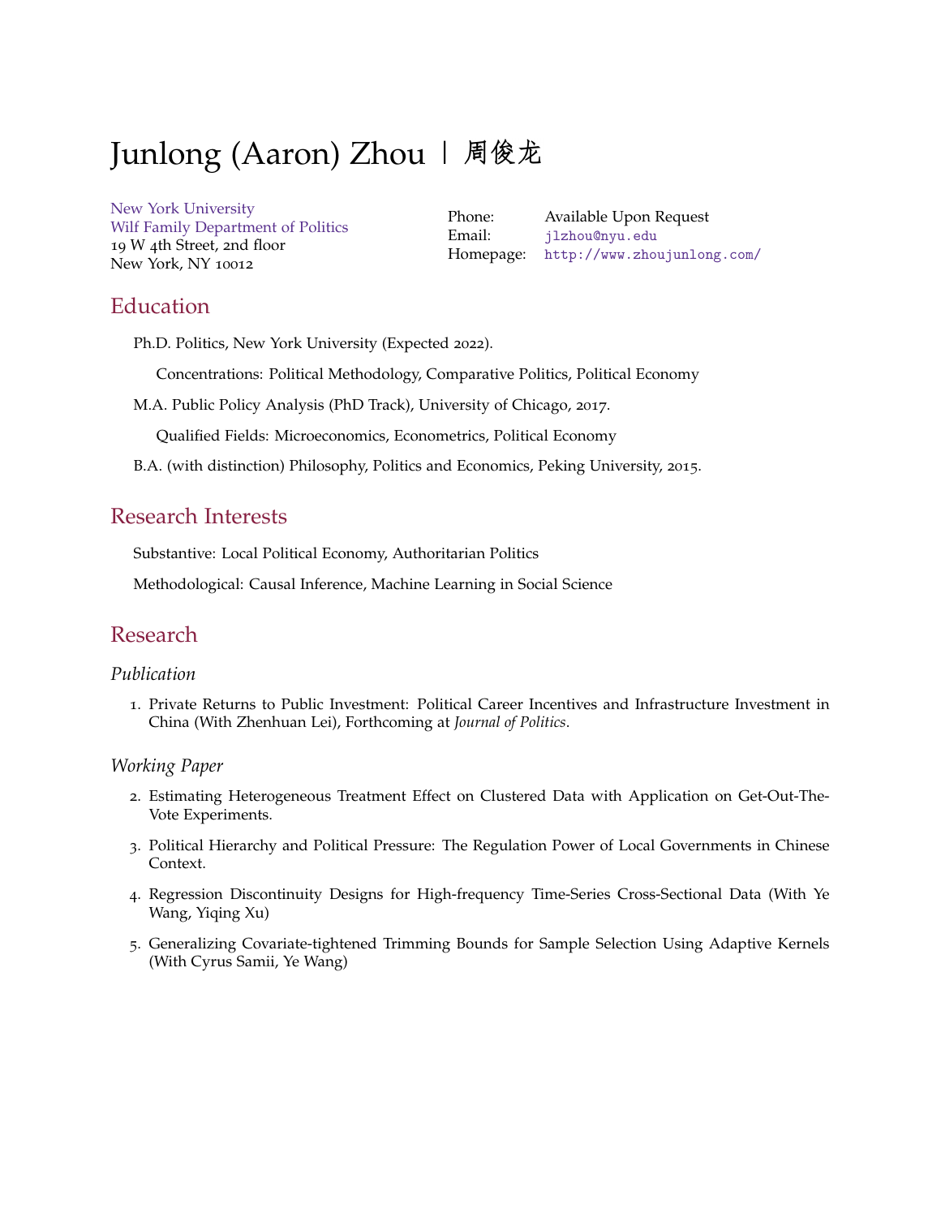# Junlong (Aaron) Zhou | 周俊龙

New York University
Wilf Family Department of Politics
19 W 4th Street, 2nd floor
New York, NY 10012

Phone: Available Upon Request
Email: jlzhou@nyu.edu
Homepage: http://www.zhoujunlong.com/

## Education

Ph.D. Politics, New York University (Expected 2022).

Concentrations: Political Methodology, Comparative Politics, Political Economy

M.A. Public Policy Analysis (PhD Track), University of Chicago, 2017.

Qualified Fields: Microeconomics, Econometrics, Political Economy

B.A. (with distinction) Philosophy, Politics and Economics, Peking University, 2015.

## Research Interests

Substantive: Local Political Economy, Authoritarian Politics

Methodological: Causal Inference, Machine Learning in Social Science

## Research

### *Publication*

1. Private Returns to Public Investment: Political Career Incentives and Infrastructure Investment in China (With Zhenhuan Lei), Forthcoming at *Journal of Politics*.

### *Working Paper*

2. Estimating Heterogeneous Treatment Effect on Clustered Data with Application on Get-Out-The-Vote Experiments.
3. Political Hierarchy and Political Pressure: The Regulation Power of Local Governments in Chinese Context.
4. Regression Discontinuity Designs for High-frequency Time-Series Cross-Sectional Data (With Ye Wang, Yiqing Xu)
5. Generalizing Covariate-tightened Trimming Bounds for Sample Selection Using Adaptive Kernels (With Cyrus Samii, Ye Wang)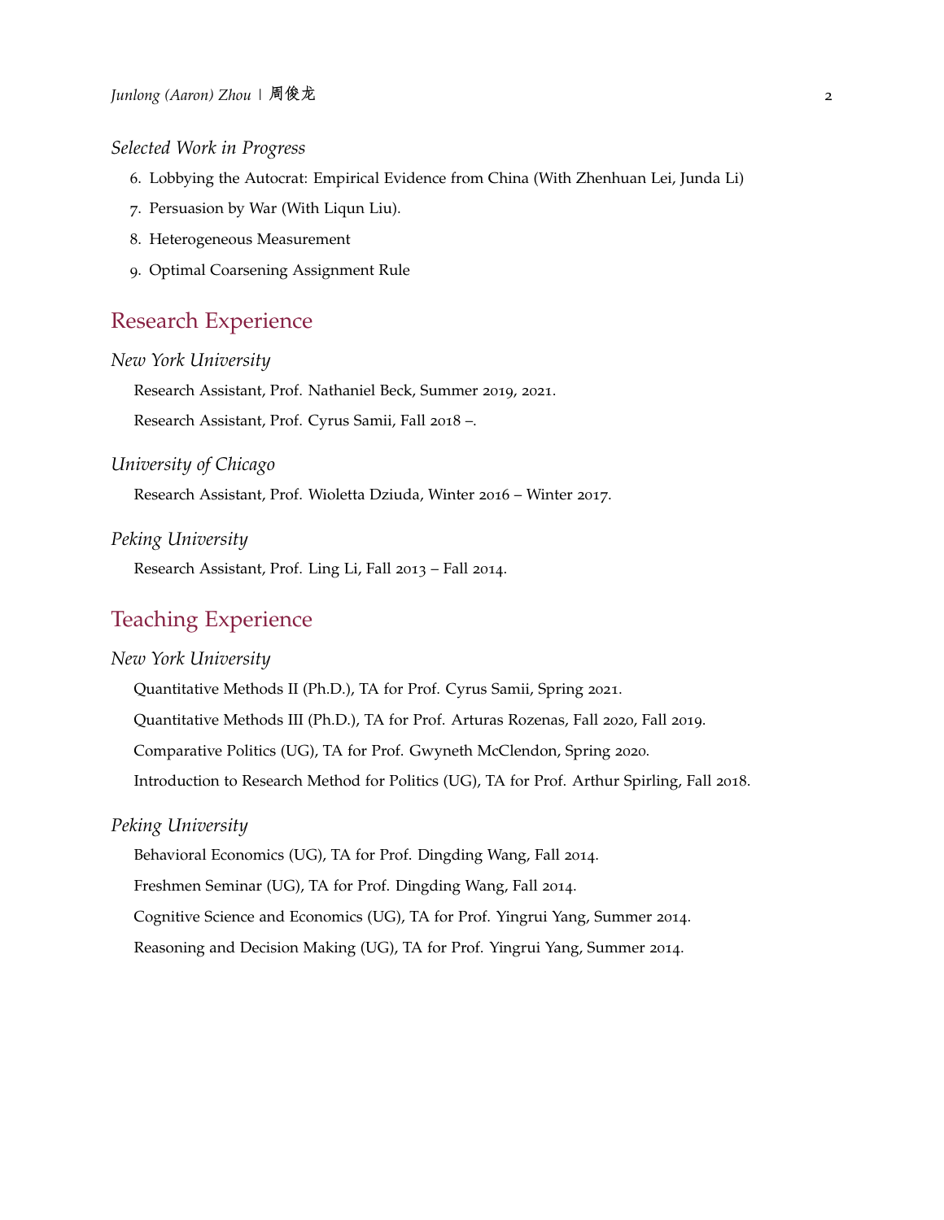### Selected Work in Progress

6. Lobbying the Autocrat: Empirical Evidence from China (With Zhenhuan Lei, Junda Li)
7. Persuasion by War (With Liqun Liu).
8. Heterogeneous Measurement
9. Optimal Coarsening Assignment Rule

## Research Experience

### New York University

Research Assistant, Prof. Nathaniel Beck, Summer 2019, 2021.

Research Assistant, Prof. Cyrus Samii, Fall 2018 –.

### University of Chicago

Research Assistant, Prof. Wioletta Dziuda, Winter 2016 – Winter 2017.

### Peking University

Research Assistant, Prof. Ling Li, Fall 2013 – Fall 2014.

## Teaching Experience

### New York University

Quantitative Methods II (Ph.D.), TA for Prof. Cyrus Samii, Spring 2021.

Quantitative Methods III (Ph.D.), TA for Prof. Arturas Rozenas, Fall 2020, Fall 2019.

Comparative Politics (UG), TA for Prof. Gwyneth McClendon, Spring 2020.

Introduction to Research Method for Politics (UG), TA for Prof. Arthur Spirling, Fall 2018.

### Peking University

Behavioral Economics (UG), TA for Prof. Dingding Wang, Fall 2014.

Freshmen Seminar (UG), TA for Prof. Dingding Wang, Fall 2014.

Cognitive Science and Economics (UG), TA for Prof. Yingrui Yang, Summer 2014.

Reasoning and Decision Making (UG), TA for Prof. Yingrui Yang, Summer 2014.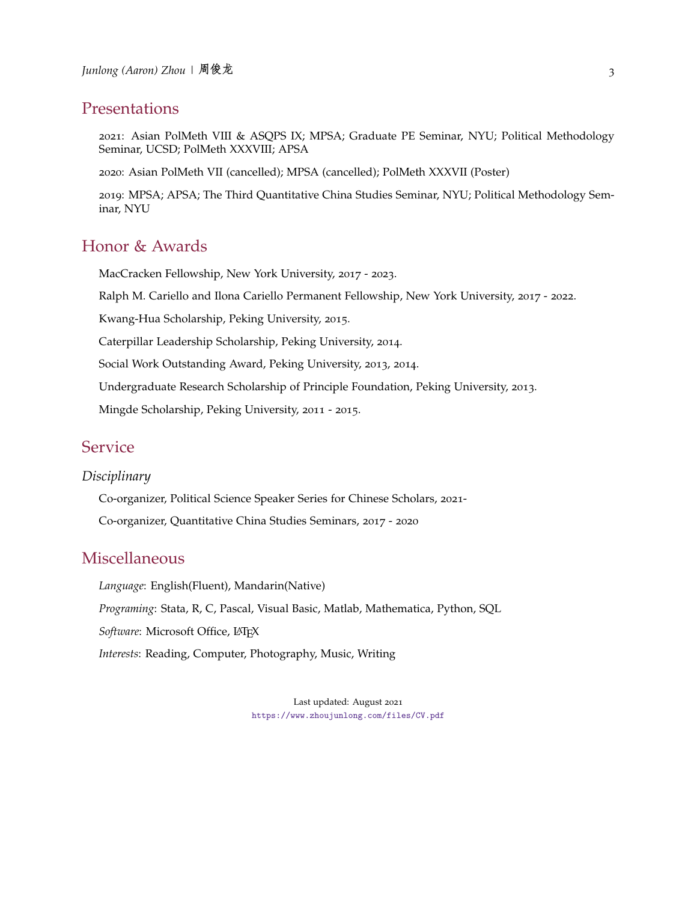## Presentations

2021: Asian PolMeth VIII & ASQPS IX; MPSA; Graduate PE Seminar, NYU; Political Methodology Seminar, UCSD; PolMeth XXXVIII; APSA

2020: Asian PolMeth VII (cancelled); MPSA (cancelled); PolMeth XXXVII (Poster)

2019: MPSA; APSA; The Third Quantitative China Studies Seminar, NYU; Political Methodology Seminar, NYU

## Honor & Awards

MacCracken Fellowship, New York University, 2017 - 2023.

Ralph M. Cariello and Ilona Cariello Permanent Fellowship, New York University, 2017 - 2022.

Kwang-Hua Scholarship, Peking University, 2015.

Caterpillar Leadership Scholarship, Peking University, 2014.

Social Work Outstanding Award, Peking University, 2013, 2014.

Undergraduate Research Scholarship of Principle Foundation, Peking University, 2013.

Mingde Scholarship, Peking University, 2011 - 2015.

## Service

### *Disciplinary*

Co-organizer, Political Science Speaker Series for Chinese Scholars, 2021-

Co-organizer, Quantitative China Studies Seminars, 2017 - 2020

## Miscellaneous

*Language*: English(Fluent), Mandarin(Native)

*Programing*: Stata, R, C, Pascal, Visual Basic, Matlab, Mathematica, Python, SQL

*Software*: Microsoft Office, LaTeX

*Interests*: Reading, Computer, Photography, Music, Writing

Last updated: August 2021
https://www.zhoujunlong.com/files/CV.pdf